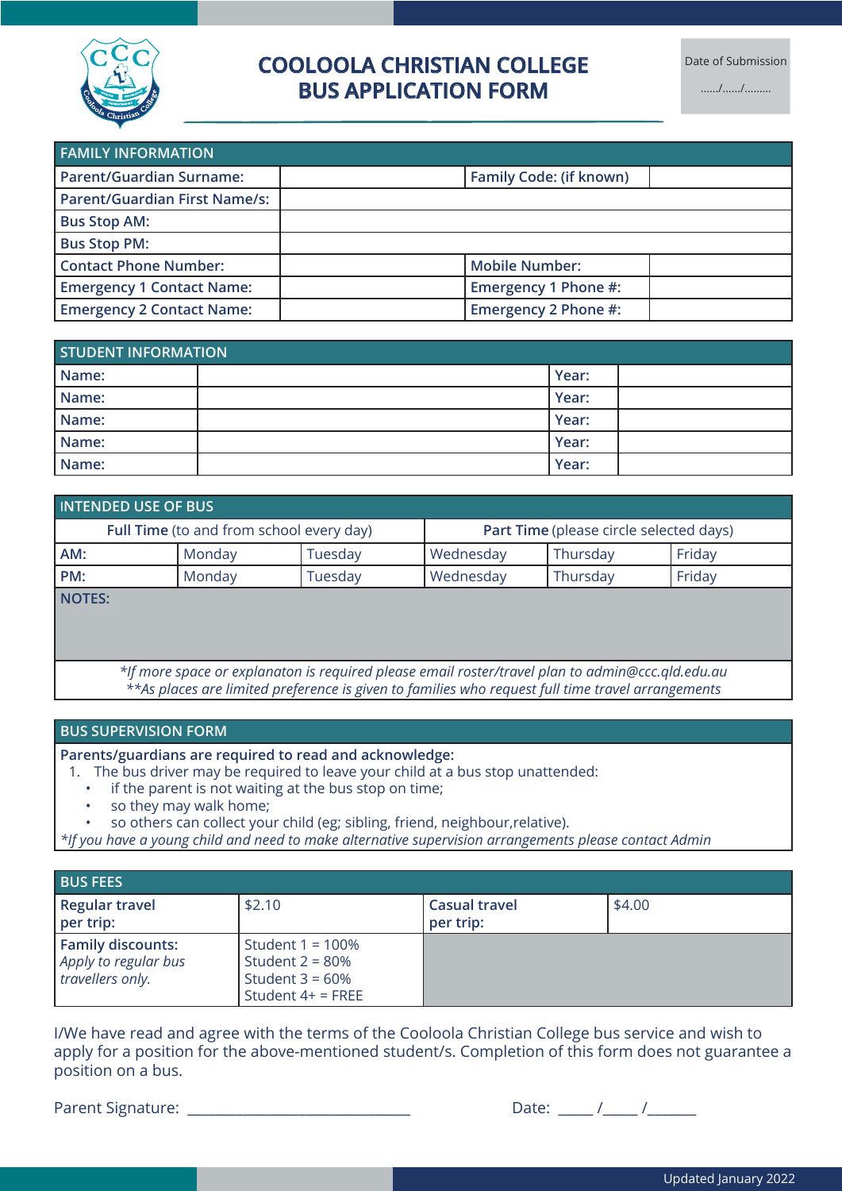# COOLOOLA CHRISTIAN COLLEGE
# BUS APPLICATION FORM

Date of Submission

....../....../.........

| FAMILY INFORMATION | | | |
|---|---|---|---|
| **Parent/Guardian Surname:** | | **Family Code: (if known)** | |
| **Parent/Guardian First Name/s:** | | | |
| **Bus Stop AM:** | | | |
| **Bus Stop PM:** | | | |
| **Contact Phone Number:** | | **Mobile Number:** | |
| **Emergency 1 Contact Name:** | | **Emergency 1 Phone #:** | |
| **Emergency 2 Contact Name:** | | **Emergency 2 Phone #:** | |

| STUDENT INFORMATION | | | |
|---|---|---|---|
| **Name:** | | **Year:** | |
| **Name:** | | **Year:** | |
| **Name:** | | **Year:** | |
| **Name:** | | **Year:** | |
| **Name:** | | **Year:** | |

| INTENDED USE OF BUS | | | | | |
|---|---|---|---|---|---|
| **Full Time** (to and from school every day) | | | **Part Time** (please circle selected days) | | |
| **AM:** | Monday | Tuesday | Wednesday | Thursday | Friday |
| **PM:** | Monday | Tuesday | Wednesday | Thursday | Friday |
| **NOTES:** | | | | | |

*\*If more space or explanaton is required please email roster/travel plan to admin@ccc.qld.edu.au*
*\*\*As places are limited preference is given to families who request full time travel arrangements*

## BUS SUPERVISION FORM

**Parents/guardians are required to read and acknowledge:**

1. The bus driver may be required to leave your child at a bus stop unattended:
   - if the parent is not waiting at the bus stop on time;
   - so they may walk home;
   - so others can collect your child (eg; sibling, friend, neighbour,relative).

*\*If you have a young child and need to make alternative supervision arrangements please contact Admin*

| BUS FEES | | | |
|---|---|---|---|
| **Regular travel per trip:** | $2.10 | **Casual travel per trip:** | $4.00 |
| **Family discounts:** *Apply to regular bus travellers only.* | Student 1 = 100%<br>Student 2 = 80%<br>Student 3 = 60%<br>Student 4+ = FREE | | |

I/We have read and agree with the terms of the Cooloola Christian College bus service and wish to apply for a position for the above-mentioned student/s. Completion of this form does not guarantee a position on a bus.

Parent Signature: ______________________________ Date: _____ /_____ /_______

Updated January 2022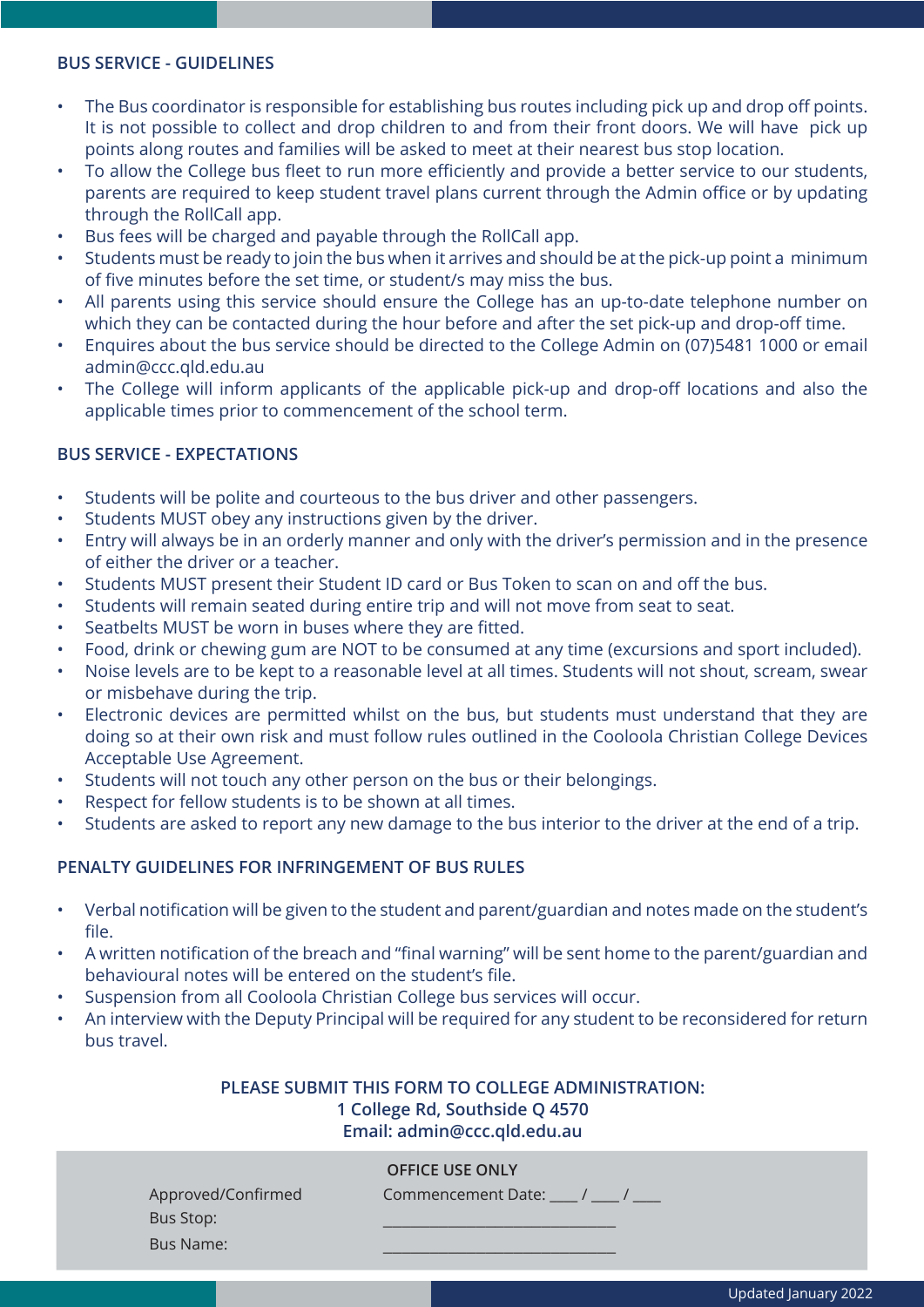## BUS SERVICE - GUIDELINES

- The Bus coordinator is responsible for establishing bus routes including pick up and drop off points. It is not possible to collect and drop children to and from their front doors. We will have pick up points along routes and families will be asked to meet at their nearest bus stop location.
- To allow the College bus fleet to run more efficiently and provide a better service to our students, parents are required to keep student travel plans current through the Admin office or by updating through the RollCall app.
- Bus fees will be charged and payable through the RollCall app.
- Students must be ready to join the bus when it arrives and should be at the pick-up point a minimum of five minutes before the set time, or student/s may miss the bus.
- All parents using this service should ensure the College has an up-to-date telephone number on which they can be contacted during the hour before and after the set pick-up and drop-off time.
- Enquires about the bus service should be directed to the College Admin on (07)5481 1000 or email admin@ccc.qld.edu.au
- The College will inform applicants of the applicable pick-up and drop-off locations and also the applicable times prior to commencement of the school term.

## BUS SERVICE - EXPECTATIONS

- Students will be polite and courteous to the bus driver and other passengers.
- Students MUST obey any instructions given by the driver.
- Entry will always be in an orderly manner and only with the driver's permission and in the presence of either the driver or a teacher.
- Students MUST present their Student ID card or Bus Token to scan on and off the bus.
- Students will remain seated during entire trip and will not move from seat to seat.
- Seatbelts MUST be worn in buses where they are fitted.
- Food, drink or chewing gum are NOT to be consumed at any time (excursions and sport included).
- Noise levels are to be kept to a reasonable level at all times. Students will not shout, scream, swear or misbehave during the trip.
- Electronic devices are permitted whilst on the bus, but students must understand that they are doing so at their own risk and must follow rules outlined in the Cooloola Christian College Devices Acceptable Use Agreement.
- Students will not touch any other person on the bus or their belongings.
- Respect for fellow students is to be shown at all times.
- Students are asked to report any new damage to the bus interior to the driver at the end of a trip.

## PENALTY GUIDELINES FOR INFRINGEMENT OF BUS RULES

- Verbal notification will be given to the student and parent/guardian and notes made on the student's file.
- A written notification of the breach and "final warning" will be sent home to the parent/guardian and behavioural notes will be entered on the student's file.
- Suspension from all Cooloola Christian College bus services will occur.
- An interview with the Deputy Principal will be required for any student to be reconsidered for return bus travel.

**PLEASE SUBMIT THIS FORM TO COLLEGE ADMINISTRATION:**
**1 College Rd, Southside Q 4570**
**Email: admin@ccc.qld.edu.au**

**OFFICE USE ONLY**

| | |
|---|---|
| Approved/Confirmed | Commencement Date: ____ / ____ / ____ |
| Bus Stop: | ______________________________ |
| Bus Name: | ______________________________ |

Updated January 2022